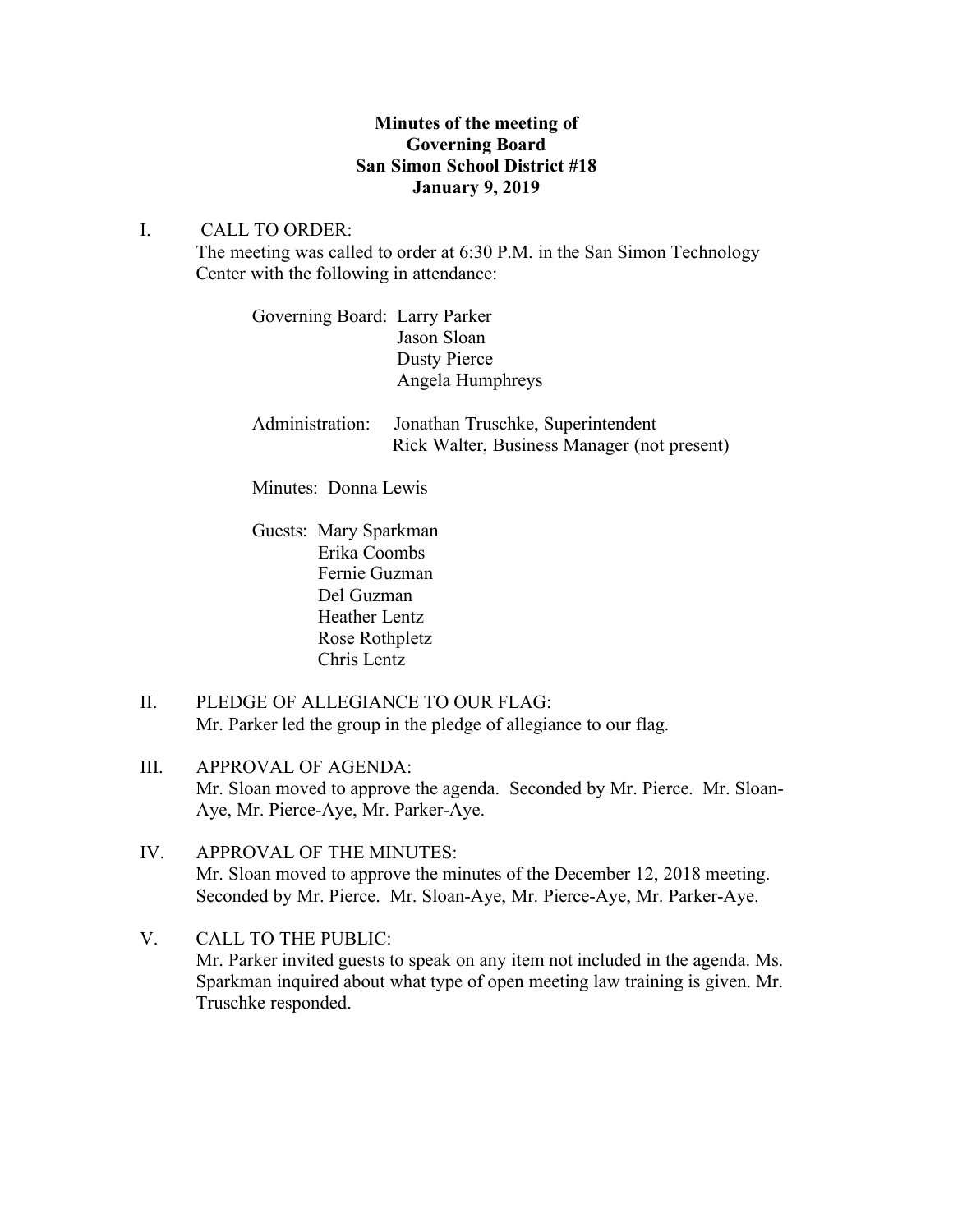**Minutes of the meeting of**
**Governing Board**
**San Simon School District #18**
**January 9, 2019**

I. CALL TO ORDER:

The meeting was called to order at 6:30 P.M. in the San Simon Technology Center with the following in attendance:

Governing Board: Larry Parker
Jason Sloan
Dusty Pierce
Angela Humphreys

Administration: Jonathan Truschke, Superintendent
Rick Walter, Business Manager (not present)

Minutes: Donna Lewis

Guests: Mary Sparkman
Erika Coombs
Fernie Guzman
Del Guzman
Heather Lentz
Rose Rothpletz
Chris Lentz

II. PLEDGE OF ALLEGIANCE TO OUR FLAG:

Mr. Parker led the group in the pledge of allegiance to our flag.

III. APPROVAL OF AGENDA:

Mr. Sloan moved to approve the agenda. Seconded by Mr. Pierce. Mr. Sloan-Aye, Mr. Pierce-Aye, Mr. Parker-Aye.

IV. APPROVAL OF THE MINUTES:

Mr. Sloan moved to approve the minutes of the December 12, 2018 meeting. Seconded by Mr. Pierce. Mr. Sloan-Aye, Mr. Pierce-Aye, Mr. Parker-Aye.

V. CALL TO THE PUBLIC:

Mr. Parker invited guests to speak on any item not included in the agenda. Ms. Sparkman inquired about what type of open meeting law training is given. Mr. Truschke responded.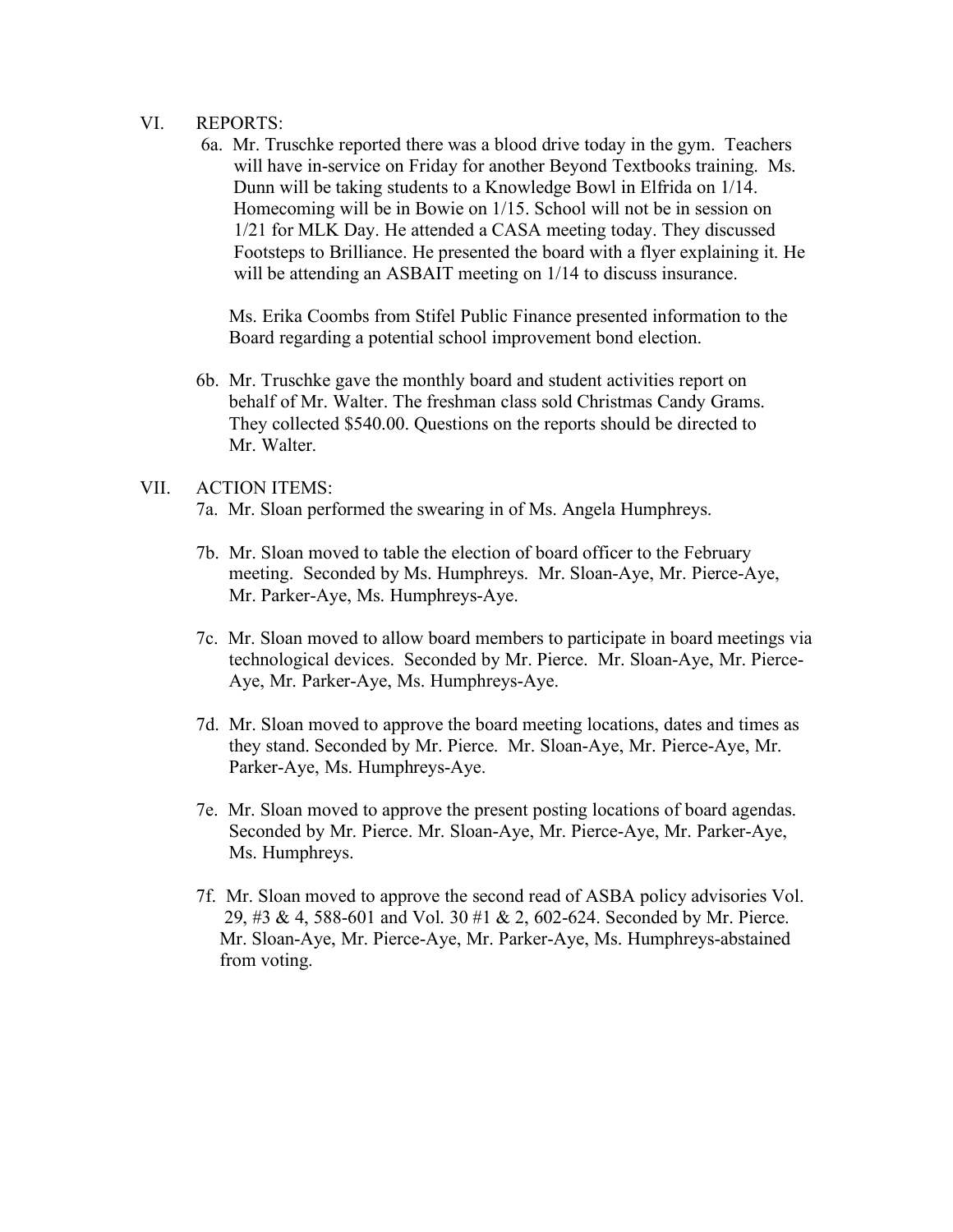VI. REPORTS:

6a. Mr. Truschke reported there was a blood drive today in the gym. Teachers will have in-service on Friday for another Beyond Textbooks training. Ms. Dunn will be taking students to a Knowledge Bowl in Elfrida on 1/14. Homecoming will be in Bowie on 1/15. School will not be in session on 1/21 for MLK Day. He attended a CASA meeting today. They discussed Footsteps to Brilliance. He presented the board with a flyer explaining it. He will be attending an ASBAIT meeting on 1/14 to discuss insurance.

Ms. Erika Coombs from Stifel Public Finance presented information to the Board regarding a potential school improvement bond election.

6b. Mr. Truschke gave the monthly board and student activities report on behalf of Mr. Walter. The freshman class sold Christmas Candy Grams. They collected $540.00. Questions on the reports should be directed to Mr. Walter.

VII. ACTION ITEMS:

7a. Mr. Sloan performed the swearing in of Ms. Angela Humphreys.

7b. Mr. Sloan moved to table the election of board officer to the February meeting. Seconded by Ms. Humphreys. Mr. Sloan-Aye, Mr. Pierce-Aye, Mr. Parker-Aye, Ms. Humphreys-Aye.

7c. Mr. Sloan moved to allow board members to participate in board meetings via technological devices. Seconded by Mr. Pierce. Mr. Sloan-Aye, Mr. Pierce-Aye, Mr. Parker-Aye, Ms. Humphreys-Aye.

7d. Mr. Sloan moved to approve the board meeting locations, dates and times as they stand. Seconded by Mr. Pierce. Mr. Sloan-Aye, Mr. Pierce-Aye, Mr. Parker-Aye, Ms. Humphreys-Aye.

7e. Mr. Sloan moved to approve the present posting locations of board agendas. Seconded by Mr. Pierce. Mr. Sloan-Aye, Mr. Pierce-Aye, Mr. Parker-Aye, Ms. Humphreys.

7f. Mr. Sloan moved to approve the second read of ASBA policy advisories Vol. 29, #3 & 4, 588-601 and Vol. 30 #1 & 2, 602-624. Seconded by Mr. Pierce. Mr. Sloan-Aye, Mr. Pierce-Aye, Mr. Parker-Aye, Ms. Humphreys-abstained from voting.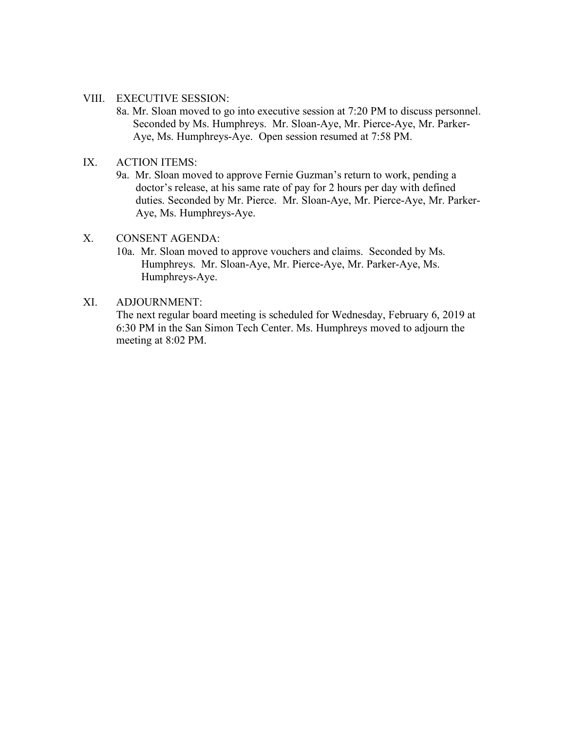VIII. EXECUTIVE SESSION:

8a. Mr. Sloan moved to go into executive session at 7:20 PM to discuss personnel. Seconded by Ms. Humphreys. Mr. Sloan-Aye, Mr. Pierce-Aye, Mr. Parker-Aye, Ms. Humphreys-Aye. Open session resumed at 7:58 PM.

IX. ACTION ITEMS:

9a. Mr. Sloan moved to approve Fernie Guzman's return to work, pending a doctor's release, at his same rate of pay for 2 hours per day with defined duties. Seconded by Mr. Pierce. Mr. Sloan-Aye, Mr. Pierce-Aye, Mr. Parker-Aye, Ms. Humphreys-Aye.

X. CONSENT AGENDA:

10a. Mr. Sloan moved to approve vouchers and claims. Seconded by Ms. Humphreys. Mr. Sloan-Aye, Mr. Pierce-Aye, Mr. Parker-Aye, Ms. Humphreys-Aye.

XI. ADJOURNMENT:

The next regular board meeting is scheduled for Wednesday, February 6, 2019 at 6:30 PM in the San Simon Tech Center. Ms. Humphreys moved to adjourn the meeting at 8:02 PM.